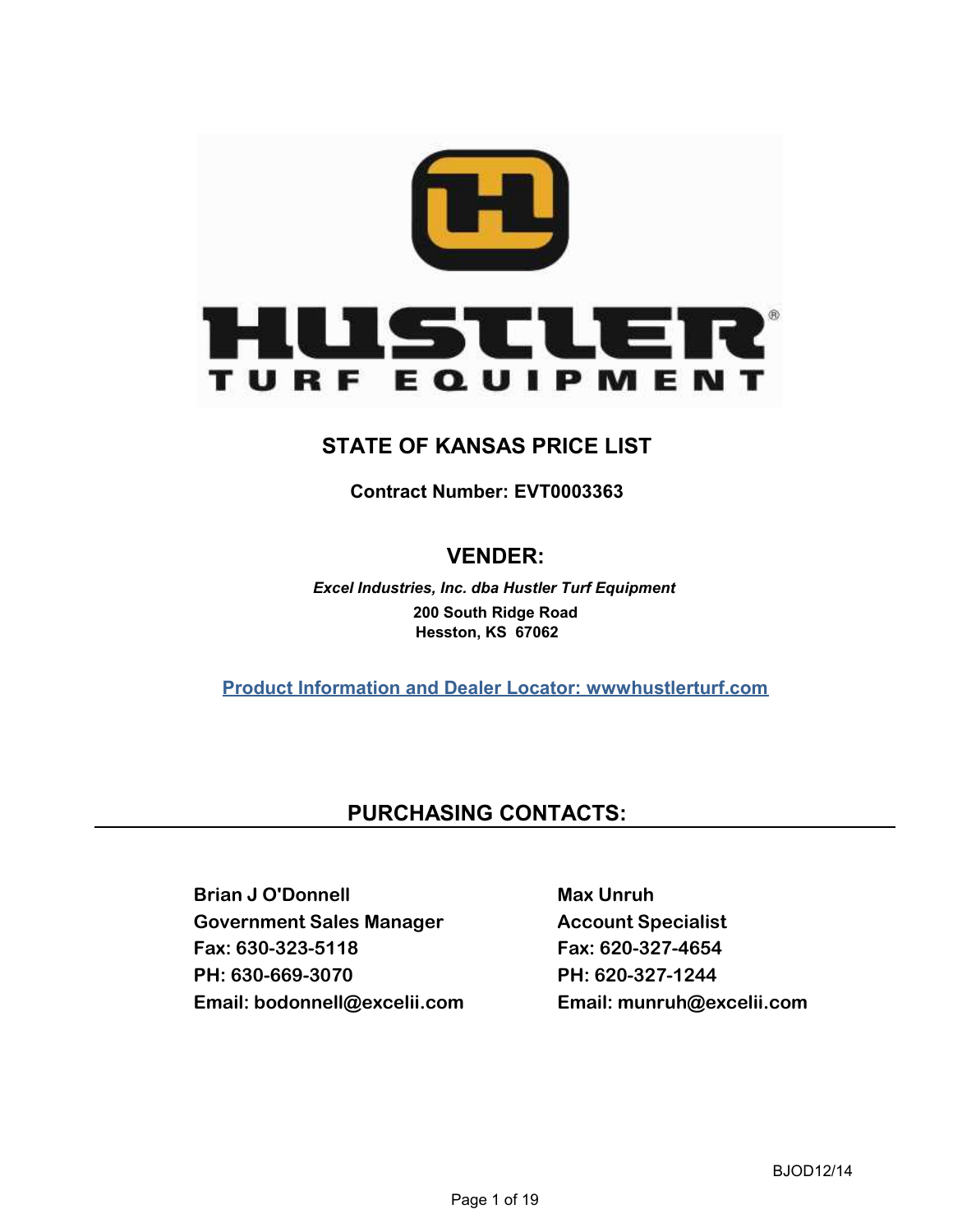HUSTLER®

TURF EQUIPMENT

## STATE OF KANSAS PRICE LIST

**Contract Number: EVT0003363**

## VENDER:

***Excel Industries, Inc. dba Hustler Turf Equipment***

**200 South Ridge Road**
**Hesston, KS 67062**

**Product Information and Dealer Locator: wwwhustlerturf.com**

## PURCHASING CONTACTS:

**Brian J O'Donnell**
**Government Sales Manager**
**Fax: 630-323-5118**
**PH: 630-669-3070**
**Email: bodonnell@excelii.com**

**Max Unruh**
**Account Specialist**
**Fax: 620-327-4654**
**PH: 620-327-1244**
**Email: munruh@excelii.com**

BJOD12/14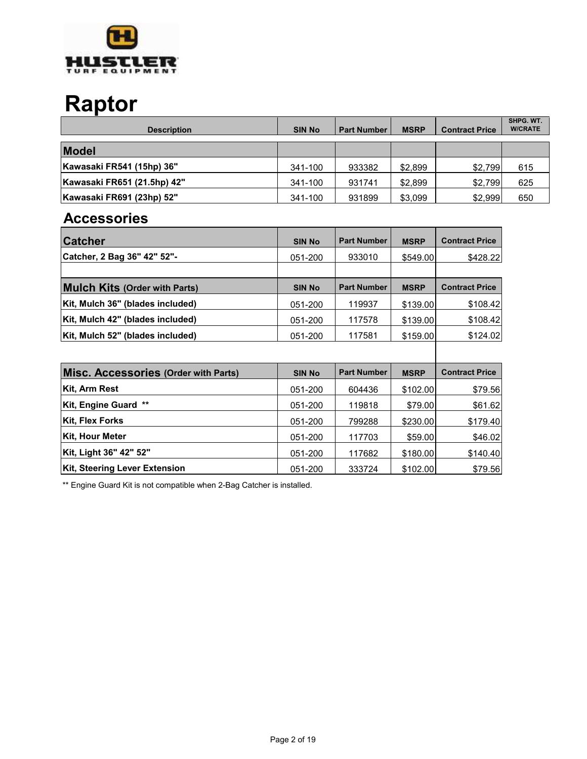HUSTLER TURF EQUIPMENT

# Raptor

| Description | SIN No | Part Number | MSRP | Contract Price | SHPG. WT. W/CRATE |
|---|---|---|---|---|---|
| **Model** | | | | | |
| **Kawasaki FR541 (15hp) 36"** | 341-100 | 933382 | $2,899 | $2,799 | 615 |
| **Kawasaki FR651 (21.5hp) 42"** | 341-100 | 931741 | $2,899 | $2,799 | 625 |
| **Kawasaki FR691 (23hp) 52"** | 341-100 | 931899 | $3,099 | $2,999 | 650 |

## Accessories

| Catcher | SIN No | Part Number | MSRP | Contract Price |
|---|---|---|---|---|
| **Catcher, 2 Bag 36" 42" 52"-** | 051-200 | 933010 | $549.00 | $428.22 |

| Mulch Kits (Order with Parts) | SIN No | Part Number | MSRP | Contract Price |
|---|---|---|---|---|
| **Kit, Mulch 36" (blades included)** | 051-200 | 119937 | $139.00 | $108.42 |
| **Kit, Mulch 42" (blades included)** | 051-200 | 117578 | $139.00 | $108.42 |
| **Kit, Mulch 52" (blades included)** | 051-200 | 117581 | $159.00 | $124.02 |

| Misc. Accessories (Order with Parts) | SIN No | Part Number | MSRP | Contract Price |
|---|---|---|---|---|
| **Kit, Arm Rest** | 051-200 | 604436 | $102.00 | $79.56 |
| **Kit, Engine Guard \*\*** | 051-200 | 119818 | $79.00 | $61.62 |
| **Kit, Flex Forks** | 051-200 | 799288 | $230.00 | $179.40 |
| **Kit, Hour Meter** | 051-200 | 117703 | $59.00 | $46.02 |
| **Kit, Light 36" 42" 52"** | 051-200 | 117682 | $180.00 | $140.40 |
| **Kit, Steering Lever Extension** | 051-200 | 333724 | $102.00 | $79.56 |

** Engine Guard Kit is not compatible when 2-Bag Catcher is installed.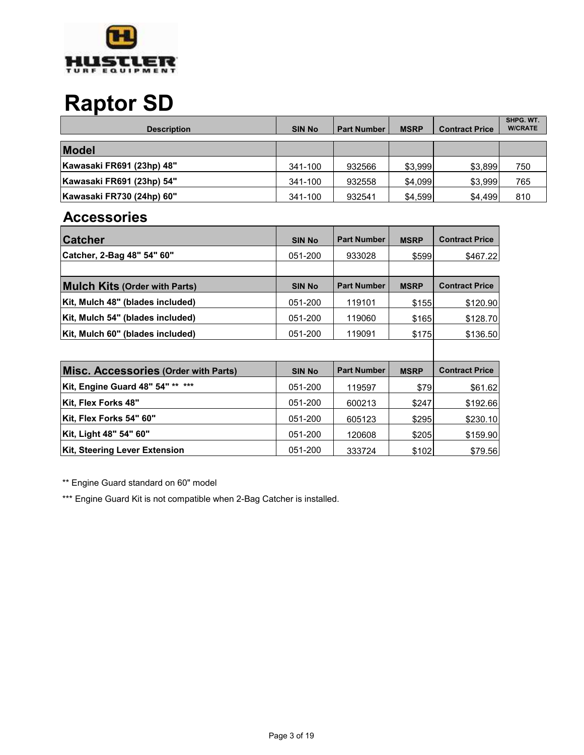# Raptor SD

| Description | SIN No | Part Number | MSRP | Contract Price | SHPG. WT. W/CRATE |
|---|---|---|---|---|---|
| **Model** | | | | | |
| **Kawasaki FR691 (23hp) 48"** | 341-100 | 932566 | $3,999 | $3,899 | 750 |
| **Kawasaki FR691 (23hp) 54"** | 341-100 | 932558 | $4,099 | $3,999 | 765 |
| **Kawasaki FR730 (24hp) 60"** | 341-100 | 932541 | $4,599 | $4,499 | 810 |

## Accessories

| Catcher | SIN No | Part Number | MSRP | Contract Price |
|---|---|---|---|---|
| **Catcher, 2-Bag 48" 54" 60"** | 051-200 | 933028 | $599 | $467.22 |

| Mulch Kits (Order with Parts) | SIN No | Part Number | MSRP | Contract Price |
|---|---|---|---|---|
| **Kit, Mulch 48" (blades included)** | 051-200 | 119101 | $155 | $120.90 |
| **Kit, Mulch 54" (blades included)** | 051-200 | 119060 | $165 | $128.70 |
| **Kit, Mulch 60" (blades included)** | 051-200 | 119091 | $175 | $136.50 |

| Misc. Accessories (Order with Parts) | SIN No | Part Number | MSRP | Contract Price |
|---|---|---|---|---|
| **Kit, Engine Guard 48" 54" ** *** ** | 051-200 | 119597 | $79 | $61.62 |
| **Kit, Flex Forks 48"** | 051-200 | 600213 | $247 | $192.66 |
| **Kit, Flex Forks 54" 60"** | 051-200 | 605123 | $295 | $230.10 |
| **Kit, Light 48" 54" 60"** | 051-200 | 120608 | $205 | $159.90 |
| **Kit, Steering Lever Extension** | 051-200 | 333724 | $102 | $79.56 |

** Engine Guard standard on 60" model

*** Engine Guard Kit is not compatible when 2-Bag Catcher is installed.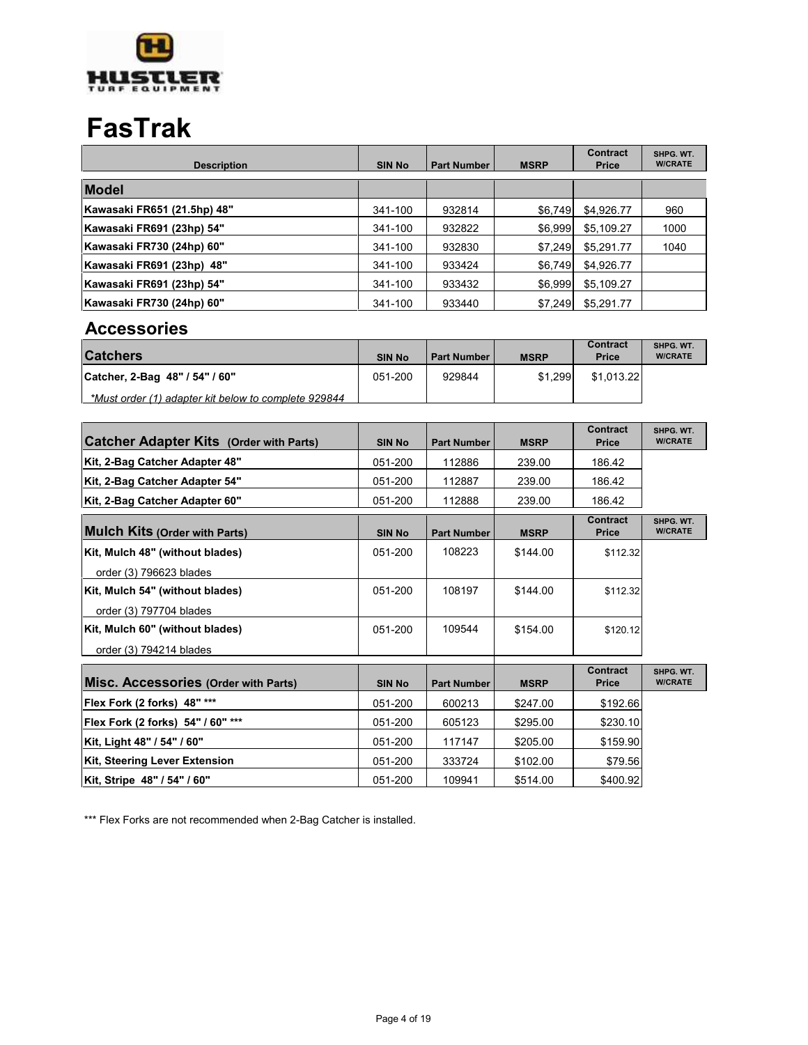HUSTLER TURF EQUIPMENT

# FasTrak

| Description | SIN No | Part Number | MSRP | Contract Price | SHPG. WT. W/CRATE |
|---|---|---|---|---|---|
| **Model** | | | | | |
| **Kawasaki FR651 (21.5hp) 48"** | 341-100 | 932814 | $6,749 | $4,926.77 | 960 |
| **Kawasaki FR691 (23hp) 54"** | 341-100 | 932822 | $6,999 | $5,109.27 | 1000 |
| **Kawasaki FR730 (24hp) 60"** | 341-100 | 932830 | $7,249 | $5,291.77 | 1040 |
| **Kawasaki FR691 (23hp) 48"** | 341-100 | 933424 | $6,749 | $4,926.77 | |
| **Kawasaki FR691 (23hp) 54"** | 341-100 | 933432 | $6,999 | $5,109.27 | |
| **Kawasaki FR730 (24hp) 60"** | 341-100 | 933440 | $7,249 | $5,291.77 | |

## Accessories

| Catchers | SIN No | Part Number | MSRP | Contract Price | SHPG. WT. W/CRATE |
|---|---|---|---|---|---|
| **Catcher, 2-Bag 48" / 54" / 60"** | 051-200 | 929844 | $1,299 | $1,013.22 | |
| *\*Must order (1) adapter kit below to complete 929844* | | | | | |

| Catcher Adapter Kits (Order with Parts) | SIN No | Part Number | MSRP | Contract Price | SHPG. WT. W/CRATE |
|---|---|---|---|---|---|
| **Kit, 2-Bag Catcher Adapter 48"** | 051-200 | 112886 | 239.00 | 186.42 | |
| **Kit, 2-Bag Catcher Adapter 54"** | 051-200 | 112887 | 239.00 | 186.42 | |
| **Kit, 2-Bag Catcher Adapter 60"** | 051-200 | 112888 | 239.00 | 186.42 | |

| Mulch Kits (Order with Parts) | SIN No | Part Number | MSRP | Contract Price | SHPG. WT. W/CRATE |
|---|---|---|---|---|---|
| **Kit, Mulch 48" (without blades)** order (3) 796623 blades | 051-200 | 108223 | $144.00 | $112.32 | |
| **Kit, Mulch 54" (without blades)** order (3) 797704 blades | 051-200 | 108197 | $144.00 | $112.32 | |
| **Kit, Mulch 60" (without blades)** order (3) 794214 blades | 051-200 | 109544 | $154.00 | $120.12 | |

| Misc. Accessories (Order with Parts) | SIN No | Part Number | MSRP | Contract Price | SHPG. WT. W/CRATE |
|---|---|---|---|---|---|
| **Flex Fork (2 forks) 48" \*\*\*** | 051-200 | 600213 | $247.00 | $192.66 | |
| **Flex Fork (2 forks) 54" / 60" \*\*\*** | 051-200 | 605123 | $295.00 | $230.10 | |
| **Kit, Light 48" / 54" / 60"** | 051-200 | 117147 | $205.00 | $159.90 | |
| **Kit, Steering Lever Extension** | 051-200 | 333724 | $102.00 | $79.56 | |
| **Kit, Stripe 48" / 54" / 60"** | 051-200 | 109941 | $514.00 | $400.92 | |

*** Flex Forks are not recommended when 2-Bag Catcher is installed.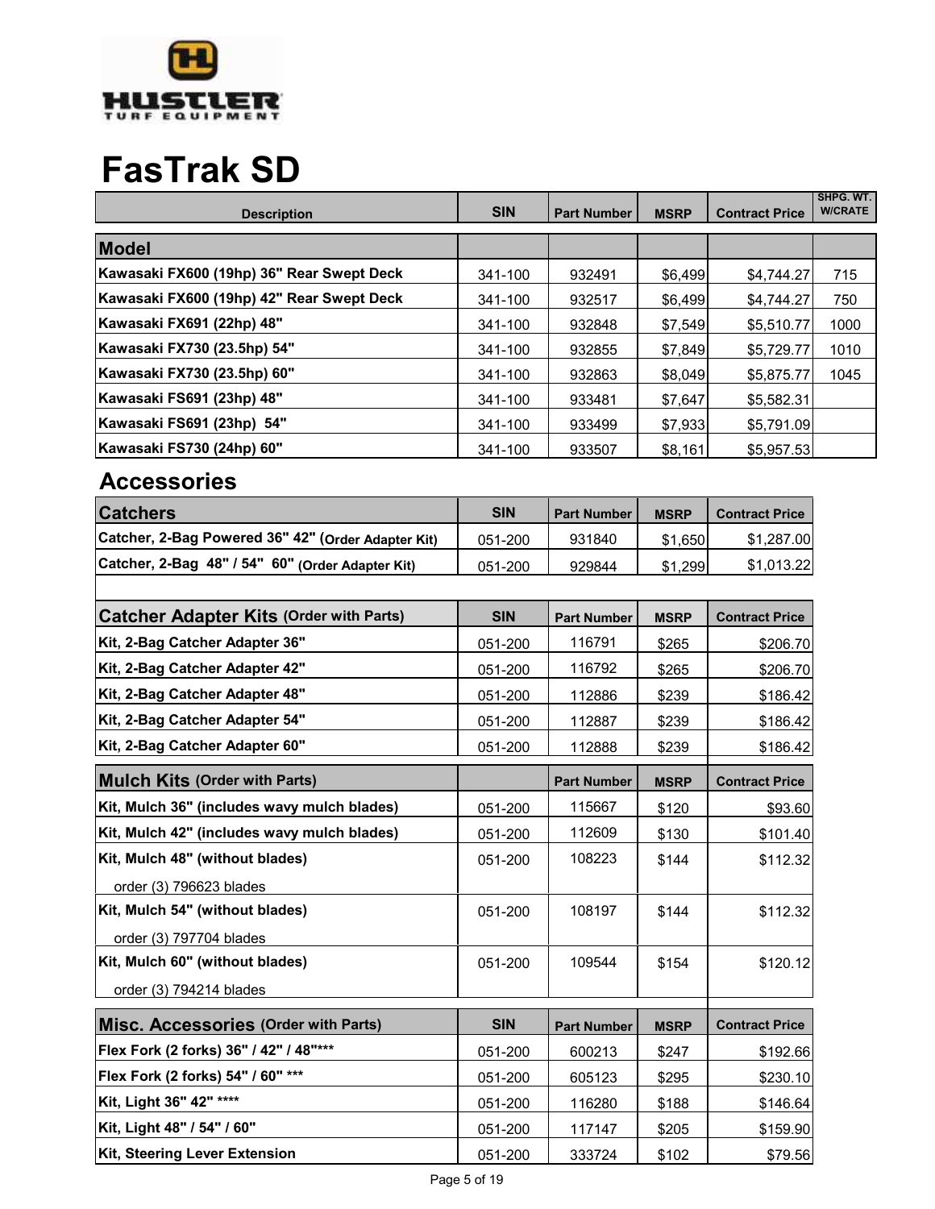HUSTLER TURF EQUIPMENT

# FasTrak SD

| Description | SIN | Part Number | MSRP | Contract Price | SHPG. WT. W/CRATE |
|---|---|---|---|---|---|
| **Model** | | | | | |
| **Kawasaki FX600 (19hp) 36" Rear Swept Deck** | 341-100 | 932491 | $6,499 | $4,744.27 | 715 |
| **Kawasaki FX600 (19hp) 42" Rear Swept Deck** | 341-100 | 932517 | $6,499 | $4,744.27 | 750 |
| **Kawasaki FX691 (22hp) 48"** | 341-100 | 932848 | $7,549 | $5,510.77 | 1000 |
| **Kawasaki FX730 (23.5hp) 54"** | 341-100 | 932855 | $7,849 | $5,729.77 | 1010 |
| **Kawasaki FX730 (23.5hp) 60"** | 341-100 | 932863 | $8,049 | $5,875.77 | 1045 |
| **Kawasaki FS691 (23hp) 48"** | 341-100 | 933481 | $7,647 | $5,582.31 | |
| **Kawasaki FS691 (23hp) 54"** | 341-100 | 933499 | $7,933 | $5,791.09 | |
| **Kawasaki FS730 (24hp) 60"** | 341-100 | 933507 | $8,161 | $5,957.53 | |

## Accessories

| Catchers | SIN | Part Number | MSRP | Contract Price |
|---|---|---|---|---|
| **Catcher, 2-Bag Powered 36" 42" (Order Adapter Kit)** | 051-200 | 931840 | $1,650 | $1,287.00 |
| **Catcher, 2-Bag 48" / 54" 60" (Order Adapter Kit)** | 051-200 | 929844 | $1,299 | $1,013.22 |

| Catcher Adapter Kits (Order with Parts) | SIN | Part Number | MSRP | Contract Price |
|---|---|---|---|---|
| **Kit, 2-Bag Catcher Adapter 36"** | 051-200 | 116791 | $265 | $206.70 |
| **Kit, 2-Bag Catcher Adapter 42"** | 051-200 | 116792 | $265 | $206.70 |
| **Kit, 2-Bag Catcher Adapter 48"** | 051-200 | 112886 | $239 | $186.42 |
| **Kit, 2-Bag Catcher Adapter 54"** | 051-200 | 112887 | $239 | $186.42 |
| **Kit, 2-Bag Catcher Adapter 60"** | 051-200 | 112888 | $239 | $186.42 |

| Mulch Kits (Order with Parts) | | Part Number | MSRP | Contract Price |
|---|---|---|---|---|
| **Kit, Mulch 36" (includes wavy mulch blades)** | 051-200 | 115667 | $120 | $93.60 |
| **Kit, Mulch 42" (includes wavy mulch blades)** | 051-200 | 112609 | $130 | $101.40 |
| **Kit, Mulch 48" (without blades)** order (3) 796623 blades | 051-200 | 108223 | $144 | $112.32 |
| **Kit, Mulch 54" (without blades)** order (3) 797704 blades | 051-200 | 108197 | $144 | $112.32 |
| **Kit, Mulch 60" (without blades)** order (3) 794214 blades | 051-200 | 109544 | $154 | $120.12 |

| Misc. Accessories (Order with Parts) | SIN | Part Number | MSRP | Contract Price |
|---|---|---|---|---|
| **Flex Fork (2 forks) 36" / 42" / 48"\*\*\*** | 051-200 | 600213 | $247 | $192.66 |
| **Flex Fork (2 forks) 54" / 60" \*\*\*** | 051-200 | 605123 | $295 | $230.10 |
| **Kit, Light 36" 42" \*\*\*\*** | 051-200 | 116280 | $188 | $146.64 |
| **Kit, Light 48" / 54" / 60"** | 051-200 | 117147 | $205 | $159.90 |
| **Kit, Steering Lever Extension** | 051-200 | 333724 | $102 | $79.56 |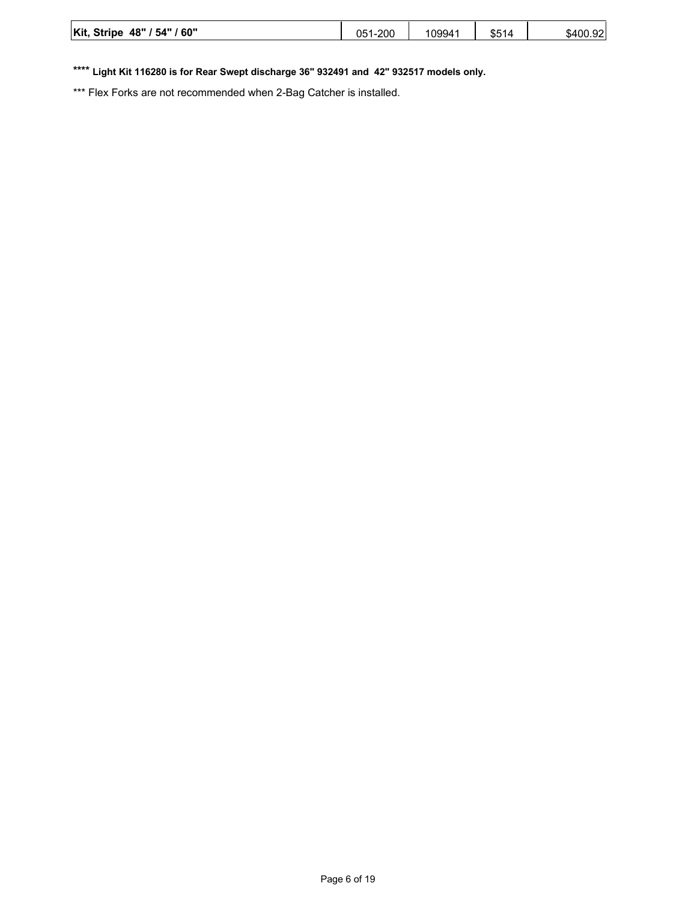| | | | | |
|---|---|---|---|---|
| **Kit, Stripe 48" / 54" / 60"** | 051-200 | 109941 | $514 | $400.92 |

**\*\*\*\* Light Kit 116280 is for Rear Swept discharge 36" 932491 and 42" 932517 models only.**

\*\*\* Flex Forks are not recommended when 2-Bag Catcher is installed.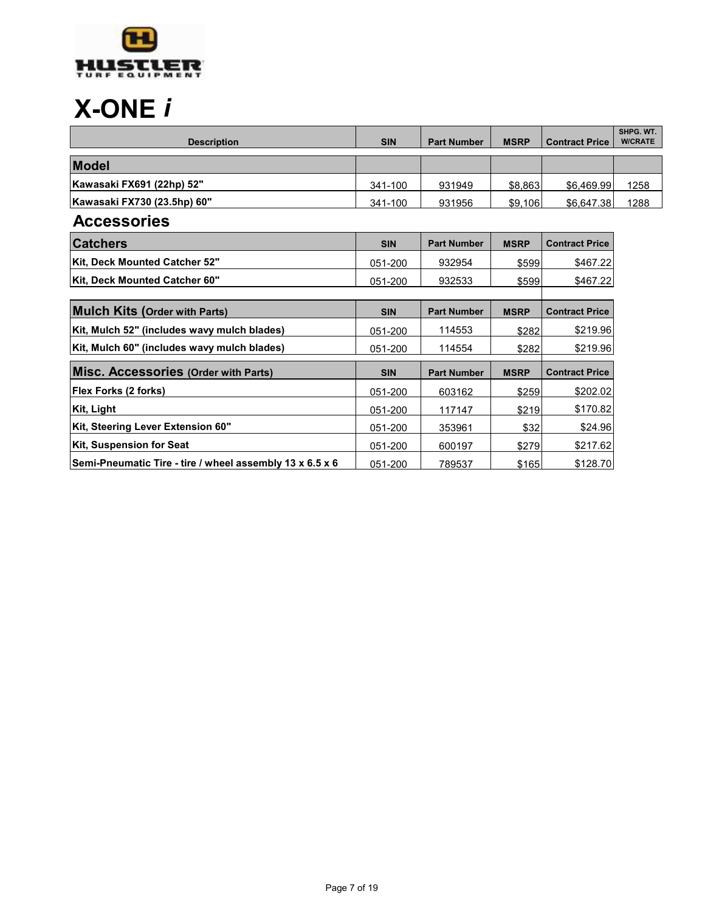# X-ONE *i*

| Description | SIN | Part Number | MSRP | Contract Price | SHPG. WT. W/CRATE |
|---|---|---|---|---|---|
| **Model** | | | | | |
| **Kawasaki FX691 (22hp) 52"** | 341-100 | 931949 | $8,863 | $6,469.99 | 1258 |
| **Kawasaki FX730 (23.5hp) 60"** | 341-100 | 931956 | $9,106 | $6,647.38 | 1288 |

## Accessories

| Catchers | SIN | Part Number | MSRP | Contract Price |
|---|---|---|---|---|
| **Kit, Deck Mounted Catcher 52"** | 051-200 | 932954 | $599 | $467.22 |
| **Kit, Deck Mounted Catcher 60"** | 051-200 | 932533 | $599 | $467.22 |

| Mulch Kits (Order with Parts) | SIN | Part Number | MSRP | Contract Price |
|---|---|---|---|---|
| **Kit, Mulch 52" (includes wavy mulch blades)** | 051-200 | 114553 | $282 | $219.96 |
| **Kit, Mulch 60" (includes wavy mulch blades)** | 051-200 | 114554 | $282 | $219.96 |

| Misc. Accessories (Order with Parts) | SIN | Part Number | MSRP | Contract Price |
|---|---|---|---|---|
| **Flex Forks (2 forks)** | 051-200 | 603162 | $259 | $202.02 |
| **Kit, Light** | 051-200 | 117147 | $219 | $170.82 |
| **Kit, Steering Lever Extension 60"** | 051-200 | 353961 | $32 | $24.96 |
| **Kit, Suspension for Seat** | 051-200 | 600197 | $279 | $217.62 |
| **Semi-Pneumatic Tire - tire / wheel assembly 13 x 6.5 x 6** | 051-200 | 789537 | $165 | $128.70 |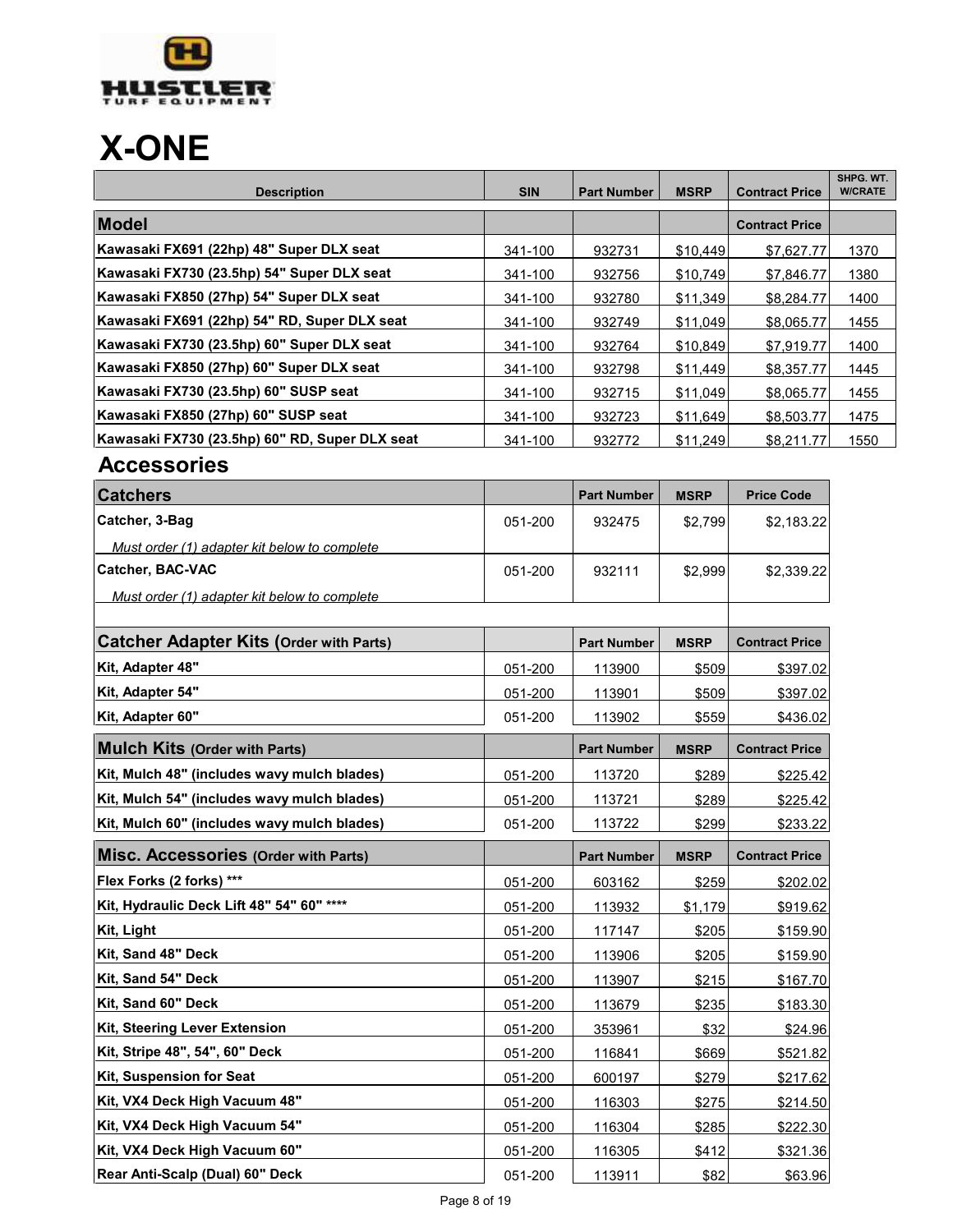# X-ONE

| Description | SIN | Part Number | MSRP | Contract Price | SHPG. WT. W/CRATE |
|---|---|---|---|---|---|
| **Model** | | | | **Contract Price** | |
| **Kawasaki FX691 (22hp) 48" Super DLX seat** | 341-100 | 932731 | $10,449 | $7,627.77 | 1370 |
| **Kawasaki FX730 (23.5hp) 54" Super DLX seat** | 341-100 | 932756 | $10,749 | $7,846.77 | 1380 |
| **Kawasaki FX850 (27hp) 54" Super DLX seat** | 341-100 | 932780 | $11,349 | $8,284.77 | 1400 |
| **Kawasaki FX691 (22hp) 54" RD, Super DLX seat** | 341-100 | 932749 | $11,049 | $8,065.77 | 1455 |
| **Kawasaki FX730 (23.5hp) 60" Super DLX seat** | 341-100 | 932764 | $10,849 | $7,919.77 | 1400 |
| **Kawasaki FX850 (27hp) 60" Super DLX seat** | 341-100 | 932798 | $11,449 | $8,357.77 | 1445 |
| **Kawasaki FX730 (23.5hp) 60" SUSP seat** | 341-100 | 932715 | $11,049 | $8,065.77 | 1455 |
| **Kawasaki FX850 (27hp) 60" SUSP seat** | 341-100 | 932723 | $11,649 | $8,503.77 | 1475 |
| **Kawasaki FX730 (23.5hp) 60" RD, Super DLX seat** | 341-100 | 932772 | $11,249 | $8,211.77 | 1550 |

## Accessories

| Catchers | | Part Number | MSRP | Price Code |
|---|---|---|---|---|
| **Catcher, 3-Bag**<br>*Must order (1) adapter kit below to complete* | 051-200 | 932475 | $2,799 | $2,183.22 |
| **Catcher, BAC-VAC**<br>*Must order (1) adapter kit below to complete* | 051-200 | 932111 | $2,999 | $2,339.22 |

| Catcher Adapter Kits (Order with Parts) | | Part Number | MSRP | Contract Price |
|---|---|---|---|---|
| **Kit, Adapter 48"** | 051-200 | 113900 | $509 | $397.02 |
| **Kit, Adapter 54"** | 051-200 | 113901 | $509 | $397.02 |
| **Kit, Adapter 60"** | 051-200 | 113902 | $559 | $436.02 |

| Mulch Kits (Order with Parts) | | Part Number | MSRP | Contract Price |
|---|---|---|---|---|
| **Kit, Mulch 48" (includes wavy mulch blades)** | 051-200 | 113720 | $289 | $225.42 |
| **Kit, Mulch 54" (includes wavy mulch blades)** | 051-200 | 113721 | $289 | $225.42 |
| **Kit, Mulch 60" (includes wavy mulch blades)** | 051-200 | 113722 | $299 | $233.22 |

| Misc. Accessories (Order with Parts) | | Part Number | MSRP | Contract Price |
|---|---|---|---|---|
| **Flex Forks (2 forks) *** | 051-200 | 603162 | $259 | $202.02 |
| **Kit, Hydraulic Deck Lift 48" 54" 60" ****** | 051-200 | 113932 | $1,179 | $919.62 |
| **Kit, Light** | 051-200 | 117147 | $205 | $159.90 |
| **Kit, Sand 48" Deck** | 051-200 | 113906 | $205 | $159.90 |
| **Kit, Sand 54" Deck** | 051-200 | 113907 | $215 | $167.70 |
| **Kit, Sand 60" Deck** | 051-200 | 113679 | $235 | $183.30 |
| **Kit, Steering Lever Extension** | 051-200 | 353961 | $32 | $24.96 |
| **Kit, Stripe 48", 54", 60" Deck** | 051-200 | 116841 | $669 | $521.82 |
| **Kit, Suspension for Seat** | 051-200 | 600197 | $279 | $217.62 |
| **Kit, VX4 Deck High Vacuum 48"** | 051-200 | 116303 | $275 | $214.50 |
| **Kit, VX4 Deck High Vacuum 54"** | 051-200 | 116304 | $285 | $222.30 |
| **Kit, VX4 Deck High Vacuum 60"** | 051-200 | 116305 | $412 | $321.36 |
| **Rear Anti-Scalp (Dual) 60" Deck** | 051-200 | 113911 | $82 | $63.96 |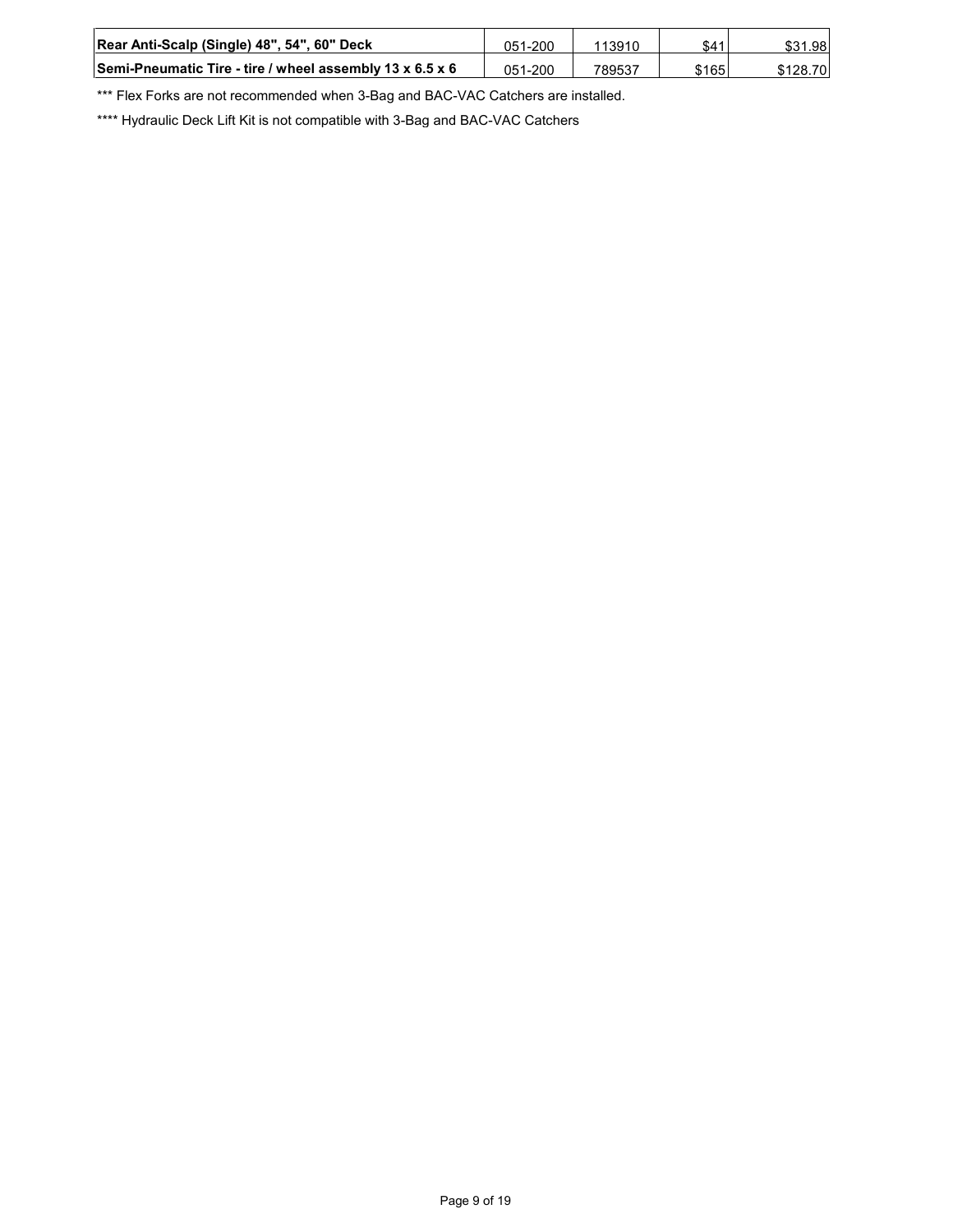| | | | | |
|---|---|---|---|---|
| **Rear Anti-Scalp (Single) 48", 54", 60" Deck** | 051-200 | 113910 | $41 | $31.98 |
| **Semi-Pneumatic Tire - tire / wheel assembly 13 x 6.5 x 6** | 051-200 | 789537 | $165 | $128.70 |

*** Flex Forks are not recommended when 3-Bag and BAC-VAC Catchers are installed.

**** Hydraulic Deck Lift Kit is not compatible with 3-Bag and BAC-VAC Catchers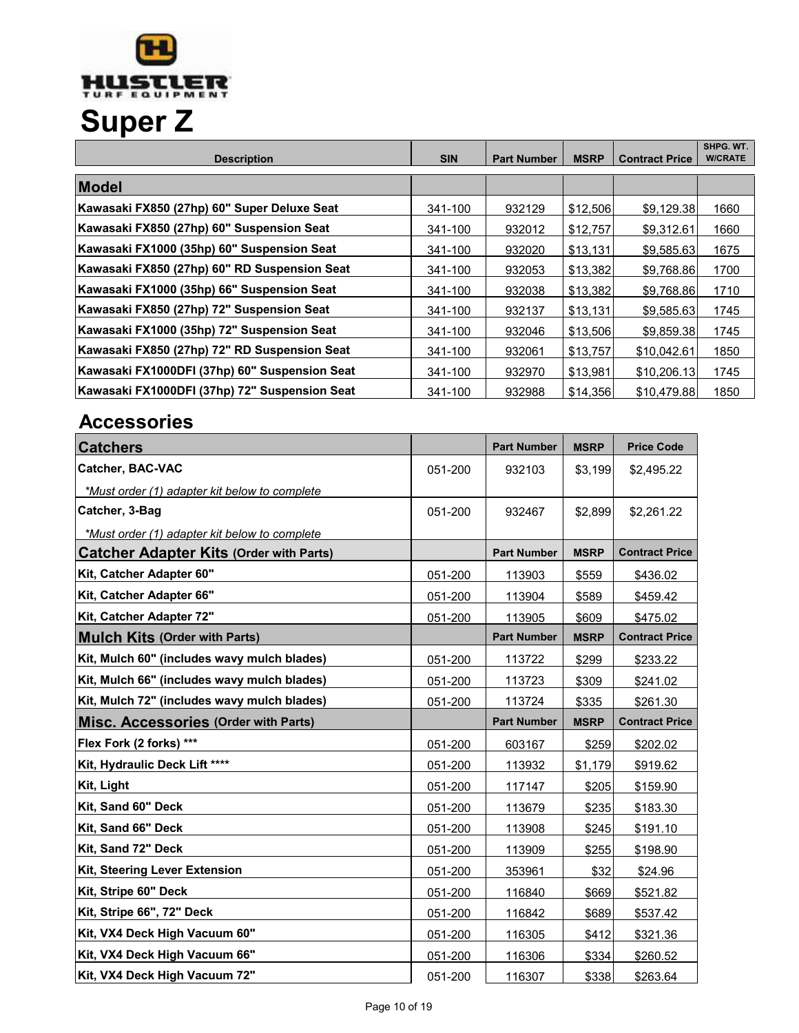HUSTLER TURF EQUIPMENT

# Super Z

| Description | SIN | Part Number | MSRP | Contract Price | SHPG. WT. W/CRATE |
|---|---|---|---|---|---|
| **Model** | | | | | |
| **Kawasaki FX850 (27hp) 60" Super Deluxe Seat** | 341-100 | 932129 | $12,506 | $9,129.38 | 1660 |
| **Kawasaki FX850 (27hp) 60" Suspension Seat** | 341-100 | 932012 | $12,757 | $9,312.61 | 1660 |
| **Kawasaki FX1000 (35hp) 60" Suspension Seat** | 341-100 | 932020 | $13,131 | $9,585.63 | 1675 |
| **Kawasaki FX850 (27hp) 60" RD Suspension Seat** | 341-100 | 932053 | $13,382 | $9,768.86 | 1700 |
| **Kawasaki FX1000 (35hp) 66" Suspension Seat** | 341-100 | 932038 | $13,382 | $9,768.86 | 1710 |
| **Kawasaki FX850 (27hp) 72" Suspension Seat** | 341-100 | 932137 | $13,131 | $9,585.63 | 1745 |
| **Kawasaki FX1000 (35hp) 72" Suspension Seat** | 341-100 | 932046 | $13,506 | $9,859.38 | 1745 |
| **Kawasaki FX850 (27hp) 72" RD Suspension Seat** | 341-100 | 932061 | $13,757 | $10,042.61 | 1850 |
| **Kawasaki FX1000DFI (37hp) 60" Suspension Seat** | 341-100 | 932970 | $13,981 | $10,206.13 | 1745 |
| **Kawasaki FX1000DFI (37hp) 72" Suspension Seat** | 341-100 | 932988 | $14,356 | $10,479.88 | 1850 |

## Accessories

| Catchers | | Part Number | MSRP | Price Code |
|---|---|---|---|---|
| **Catcher, BAC-VAC**<br>*\*Must order (1) adapter kit below to complete* | 051-200 | 932103 | $3,199 | $2,495.22 |
| **Catcher, 3-Bag**<br>*\*Must order (1) adapter kit below to complete* | 051-200 | 932467 | $2,899 | $2,261.22 |
| **Catcher Adapter Kits (Order with Parts)** | | **Part Number** | **MSRP** | **Contract Price** |
| **Kit, Catcher Adapter 60"** | 051-200 | 113903 | $559 | $436.02 |
| **Kit, Catcher Adapter 66"** | 051-200 | 113904 | $589 | $459.42 |
| **Kit, Catcher Adapter 72"** | 051-200 | 113905 | $609 | $475.02 |
| **Mulch Kits (Order with Parts)** | | **Part Number** | **MSRP** | **Contract Price** |
| **Kit, Mulch 60" (includes wavy mulch blades)** | 051-200 | 113722 | $299 | $233.22 |
| **Kit, Mulch 66" (includes wavy mulch blades)** | 051-200 | 113723 | $309 | $241.02 |
| **Kit, Mulch 72" (includes wavy mulch blades)** | 051-200 | 113724 | $335 | $261.30 |
| **Misc. Accessories (Order with Parts)** | | **Part Number** | **MSRP** | **Contract Price** |
| **Flex Fork (2 forks) \*\*\*** | 051-200 | 603167 | $259 | $202.02 |
| **Kit, Hydraulic Deck Lift \*\*\*\*** | 051-200 | 113932 | $1,179 | $919.62 |
| **Kit, Light** | 051-200 | 117147 | $205 | $159.90 |
| **Kit, Sand 60" Deck** | 051-200 | 113679 | $235 | $183.30 |
| **Kit, Sand 66" Deck** | 051-200 | 113908 | $245 | $191.10 |
| **Kit, Sand 72" Deck** | 051-200 | 113909 | $255 | $198.90 |
| **Kit, Steering Lever Extension** | 051-200 | 353961 | $32 | $24.96 |
| **Kit, Stripe 60" Deck** | 051-200 | 116840 | $669 | $521.82 |
| **Kit, Stripe 66", 72" Deck** | 051-200 | 116842 | $689 | $537.42 |
| **Kit, VX4 Deck High Vacuum 60"** | 051-200 | 116305 | $412 | $321.36 |
| **Kit, VX4 Deck High Vacuum 66"** | 051-200 | 116306 | $334 | $260.52 |
| **Kit, VX4 Deck High Vacuum 72"** | 051-200 | 116307 | $338 | $263.64 |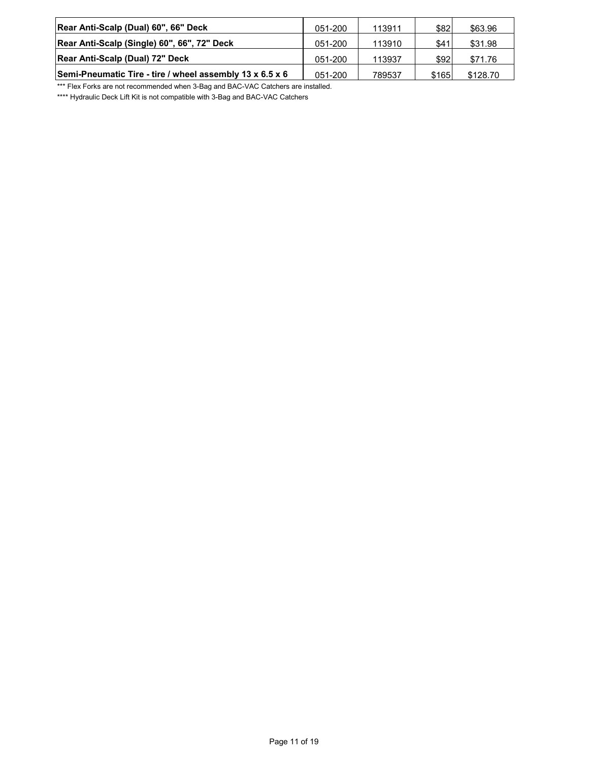| | | | | |
|---|---|---|---|---|
| **Rear Anti-Scalp (Dual) 60", 66" Deck** | 051-200 | 113911 | $82 | $63.96 |
| **Rear Anti-Scalp (Single) 60", 66", 72" Deck** | 051-200 | 113910 | $41 | $31.98 |
| **Rear Anti-Scalp (Dual) 72" Deck** | 051-200 | 113937 | $92 | $71.76 |
| **Semi-Pneumatic Tire - tire / wheel assembly 13 x 6.5 x 6** | 051-200 | 789537 | $165 | $128.70 |

*** Flex Forks are not recommended when 3-Bag and BAC-VAC Catchers are installed.

**** Hydraulic Deck Lift Kit is not compatible with 3-Bag and BAC-VAC Catchers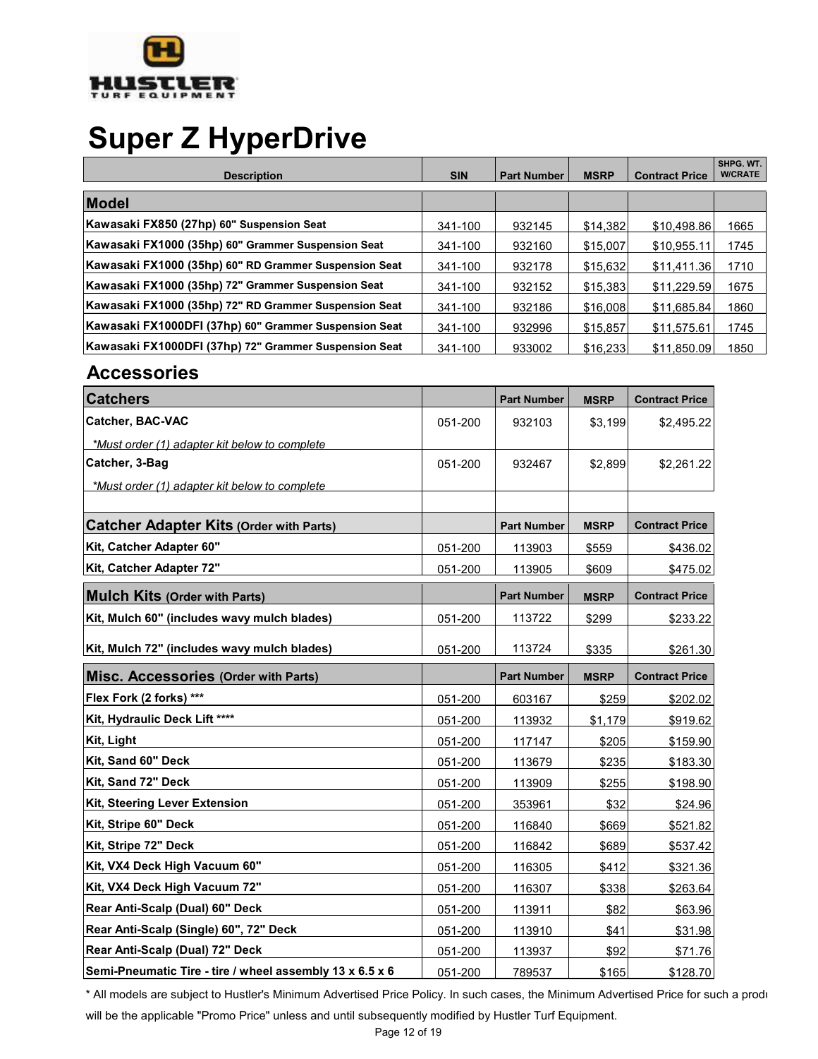# Super Z HyperDrive

| Description | SIN | Part Number | MSRP | Contract Price | SHPG. WT. W/CRATE |
|---|---|---|---|---|---|
| **Model** | | | | | |
| **Kawasaki FX850 (27hp) 60" Suspension Seat** | 341-100 | 932145 | $14,382 | $10,498.86 | 1665 |
| **Kawasaki FX1000 (35hp) 60" Grammer Suspension Seat** | 341-100 | 932160 | $15,007 | $10,955.11 | 1745 |
| **Kawasaki FX1000 (35hp) 60" RD Grammer Suspension Seat** | 341-100 | 932178 | $15,632 | $11,411.36 | 1710 |
| **Kawasaki FX1000 (35hp) 72" Grammer Suspension Seat** | 341-100 | 932152 | $15,383 | $11,229.59 | 1675 |
| **Kawasaki FX1000 (35hp) 72" RD Grammer Suspension Seat** | 341-100 | 932186 | $16,008 | $11,685.84 | 1860 |
| **Kawasaki FX1000DFI (37hp) 60" Grammer Suspension Seat** | 341-100 | 932996 | $15,857 | $11,575.61 | 1745 |
| **Kawasaki FX1000DFI (37hp) 72" Grammer Suspension Seat** | 341-100 | 933002 | $16,233 | $11,850.09 | 1850 |

## Accessories

| Catchers | | Part Number | MSRP | Contract Price |
|---|---|---|---|---|
| **Catcher, BAC-VAC** *Must order (1) adapter kit below to complete* | 051-200 | 932103 | $3,199 | $2,495.22 |
| **Catcher, 3-Bag** *Must order (1) adapter kit below to complete* | 051-200 | 932467 | $2,899 | $2,261.22 |

| Catcher Adapter Kits (Order with Parts) | | Part Number | MSRP | Contract Price |
|---|---|---|---|---|
| **Kit, Catcher Adapter 60"** | 051-200 | 113903 | $559 | $436.02 |
| **Kit, Catcher Adapter 72"** | 051-200 | 113905 | $609 | $475.02 |

| Mulch Kits (Order with Parts) | | Part Number | MSRP | Contract Price |
|---|---|---|---|---|
| **Kit, Mulch 60" (includes wavy mulch blades)** | 051-200 | 113722 | $299 | $233.22 |
| **Kit, Mulch 72" (includes wavy mulch blades)** | 051-200 | 113724 | $335 | $261.30 |

| Misc. Accessories (Order with Parts) | | Part Number | MSRP | Contract Price |
|---|---|---|---|---|
| **Flex Fork (2 forks) \*\*\*** | 051-200 | 603167 | $259 | $202.02 |
| **Kit, Hydraulic Deck Lift \*\*\*\*** | 051-200 | 113932 | $1,179 | $919.62 |
| **Kit, Light** | 051-200 | 117147 | $205 | $159.90 |
| **Kit, Sand 60" Deck** | 051-200 | 113679 | $235 | $183.30 |
| **Kit, Sand 72" Deck** | 051-200 | 113909 | $255 | $198.90 |
| **Kit, Steering Lever Extension** | 051-200 | 353961 | $32 | $24.96 |
| **Kit, Stripe 60" Deck** | 051-200 | 116840 | $669 | $521.82 |
| **Kit, Stripe 72" Deck** | 051-200 | 116842 | $689 | $537.42 |
| **Kit, VX4 Deck High Vacuum 60"** | 051-200 | 116305 | $412 | $321.36 |
| **Kit, VX4 Deck High Vacuum 72"** | 051-200 | 116307 | $338 | $263.64 |
| **Rear Anti-Scalp (Dual) 60" Deck** | 051-200 | 113911 | $82 | $63.96 |
| **Rear Anti-Scalp (Single) 60", 72" Deck** | 051-200 | 113910 | $41 | $31.98 |
| **Rear Anti-Scalp (Dual) 72" Deck** | 051-200 | 113937 | $92 | $71.76 |
| **Semi-Pneumatic Tire - tire / wheel assembly 13 x 6.5 x 6** | 051-200 | 789537 | $165 | $128.70 |

* All models are subject to Hustler's Minimum Advertised Price Policy. In such cases, the Minimum Advertised Price for such a produ will be the applicable "Promo Price" unless and until subsequently modified by Hustler Turf Equipment.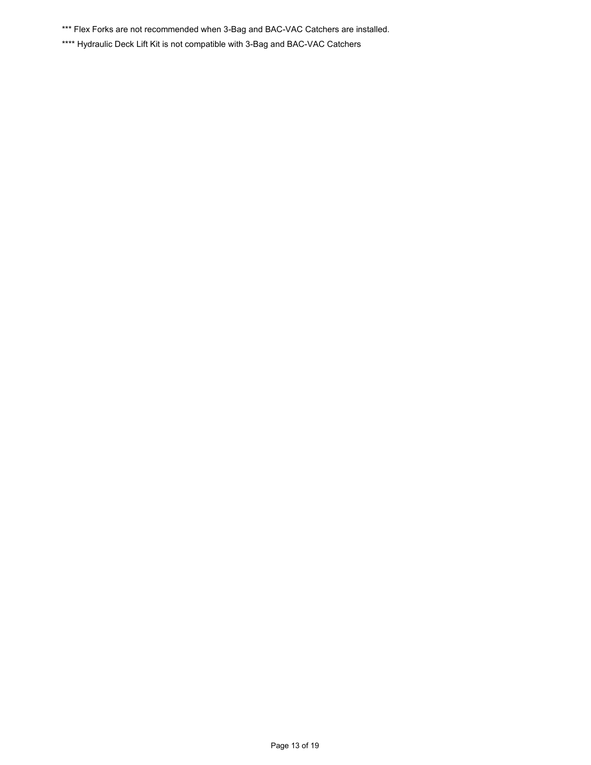*** Flex Forks are not recommended when 3-Bag and BAC-VAC Catchers are installed.

**** Hydraulic Deck Lift Kit is not compatible with 3-Bag and BAC-VAC Catchers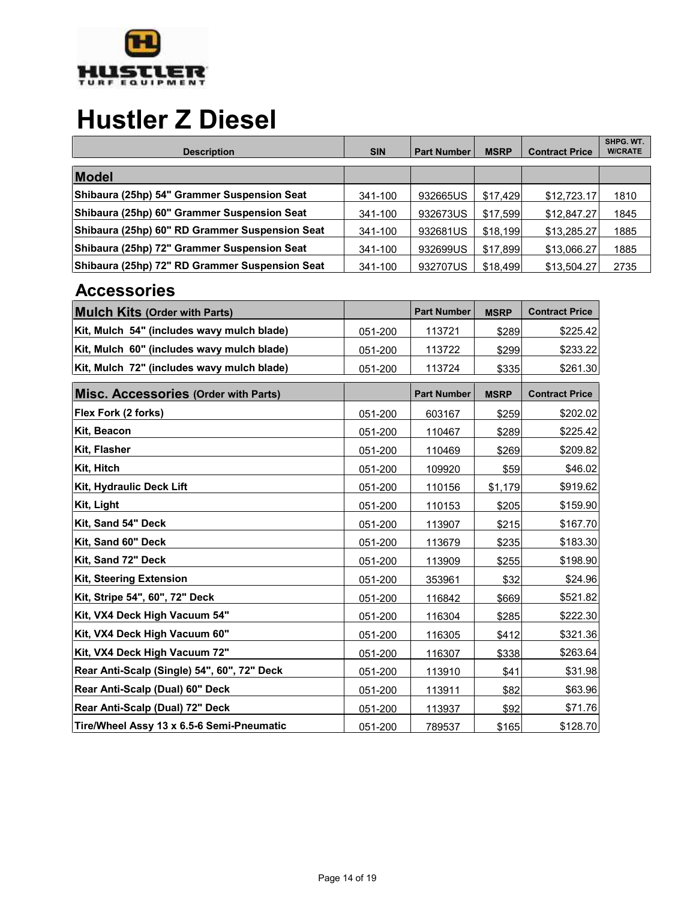# Hustler Z Diesel

| Description | SIN | Part Number | MSRP | Contract Price | SHPG. WT. W/CRATE |
|---|---|---|---|---|---|
| **Model** | | | | | |
| Shibaura (25hp) 54" Grammer Suspension Seat | 341-100 | 932665US | $17,429 | $12,723.17 | 1810 |
| Shibaura (25hp) 60" Grammer Suspension Seat | 341-100 | 932673US | $17,599 | $12,847.27 | 1845 |
| Shibaura (25hp) 60" RD Grammer Suspension Seat | 341-100 | 932681US | $18,199 | $13,285.27 | 1885 |
| Shibaura (25hp) 72" Grammer Suspension Seat | 341-100 | 932699US | $17,899 | $13,066.27 | 1885 |
| Shibaura (25hp) 72" RD Grammer Suspension Seat | 341-100 | 932707US | $18,499 | $13,504.27 | 2735 |

## Accessories

| Mulch Kits (Order with Parts) | | Part Number | MSRP | Contract Price |
|---|---|---|---|---|
| Kit, Mulch 54" (includes wavy mulch blade) | 051-200 | 113721 | $289 | $225.42 |
| Kit, Mulch 60" (includes wavy mulch blade) | 051-200 | 113722 | $299 | $233.22 |
| Kit, Mulch 72" (includes wavy mulch blade) | 051-200 | 113724 | $335 | $261.30 |

| Misc. Accessories (Order with Parts) | | Part Number | MSRP | Contract Price |
|---|---|---|---|---|
| Flex Fork (2 forks) | 051-200 | 603167 | $259 | $202.02 |
| Kit, Beacon | 051-200 | 110467 | $289 | $225.42 |
| Kit, Flasher | 051-200 | 110469 | $269 | $209.82 |
| Kit, Hitch | 051-200 | 109920 | $59 | $46.02 |
| Kit, Hydraulic Deck Lift | 051-200 | 110156 | $1,179 | $919.62 |
| Kit, Light | 051-200 | 110153 | $205 | $159.90 |
| Kit, Sand 54" Deck | 051-200 | 113907 | $215 | $167.70 |
| Kit, Sand 60" Deck | 051-200 | 113679 | $235 | $183.30 |
| Kit, Sand 72" Deck | 051-200 | 113909 | $255 | $198.90 |
| Kit, Steering Extension | 051-200 | 353961 | $32 | $24.96 |
| Kit, Stripe 54", 60", 72" Deck | 051-200 | 116842 | $669 | $521.82 |
| Kit, VX4 Deck High Vacuum 54" | 051-200 | 116304 | $285 | $222.30 |
| Kit, VX4 Deck High Vacuum 60" | 051-200 | 116305 | $412 | $321.36 |
| Kit, VX4 Deck High Vacuum 72" | 051-200 | 116307 | $338 | $263.64 |
| Rear Anti-Scalp (Single) 54", 60", 72" Deck | 051-200 | 113910 | $41 | $31.98 |
| Rear Anti-Scalp (Dual) 60" Deck | 051-200 | 113911 | $82 | $63.96 |
| Rear Anti-Scalp (Dual) 72" Deck | 051-200 | 113937 | $92 | $71.76 |
| Tire/Wheel Assy 13 x 6.5-6 Semi-Pneumatic | 051-200 | 789537 | $165 | $128.70 |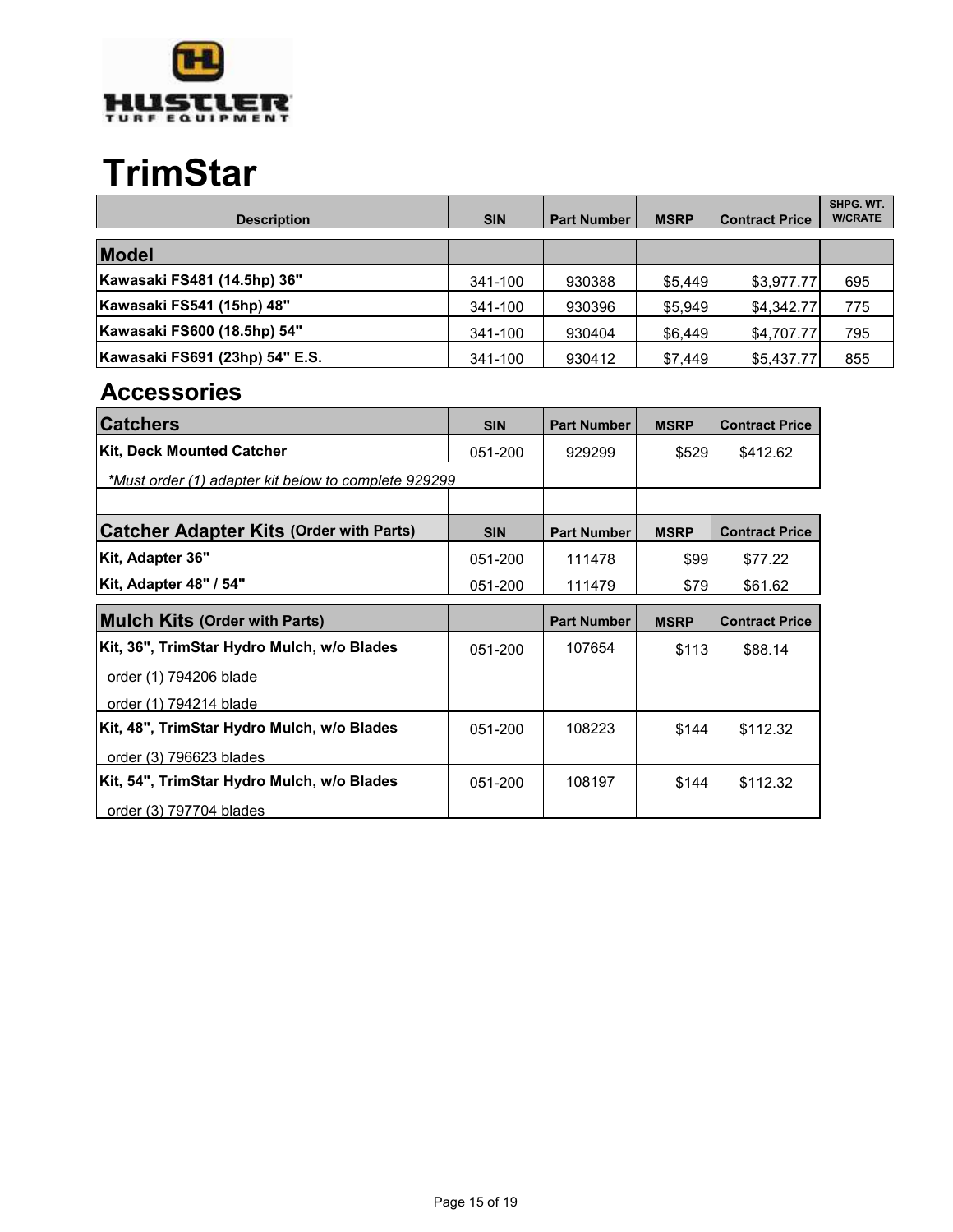HUSTLER TURF EQUIPMENT

# TrimStar

| Description | SIN | Part Number | MSRP | Contract Price | SHPG. WT. W/CRATE |
|---|---|---|---|---|---|
| **Model** | | | | | |
| **Kawasaki FS481 (14.5hp) 36"** | 341-100 | 930388 | $5,449 | $3,977.77 | 695 |
| **Kawasaki FS541 (15hp) 48"** | 341-100 | 930396 | $5,949 | $4,342.77 | 775 |
| **Kawasaki FS600 (18.5hp) 54"** | 341-100 | 930404 | $6,449 | $4,707.77 | 795 |
| **Kawasaki FS691 (23hp) 54" E.S.** | 341-100 | 930412 | $7,449 | $5,437.77 | 855 |

## Accessories

| Catchers | SIN | Part Number | MSRP | Contract Price |
|---|---|---|---|---|
| **Kit, Deck Mounted Catcher** | 051-200 | 929299 | $529 | $412.62 |
| *\*Must order (1) adapter kit below to complete 929299* | | | | |

| Catcher Adapter Kits (Order with Parts) | SIN | Part Number | MSRP | Contract Price |
|---|---|---|---|---|
| **Kit, Adapter 36"** | 051-200 | 111478 | $99 | $77.22 |
| **Kit, Adapter 48" / 54"** | 051-200 | 111479 | $79 | $61.62 |

| Mulch Kits (Order with Parts) | | Part Number | MSRP | Contract Price |
|---|---|---|---|---|
| **Kit, 36", TrimStar Hydro Mulch, w/o Blades**<br>order (1) 794206 blade<br>order (1) 794214 blade | 051-200 | 107654 | $113 | $88.14 |
| **Kit, 48", TrimStar Hydro Mulch, w/o Blades**<br>order (3) 796623 blades | 051-200 | 108223 | $144 | $112.32 |
| **Kit, 54", TrimStar Hydro Mulch, w/o Blades**<br>order (3) 797704 blades | 051-200 | 108197 | $144 | $112.32 |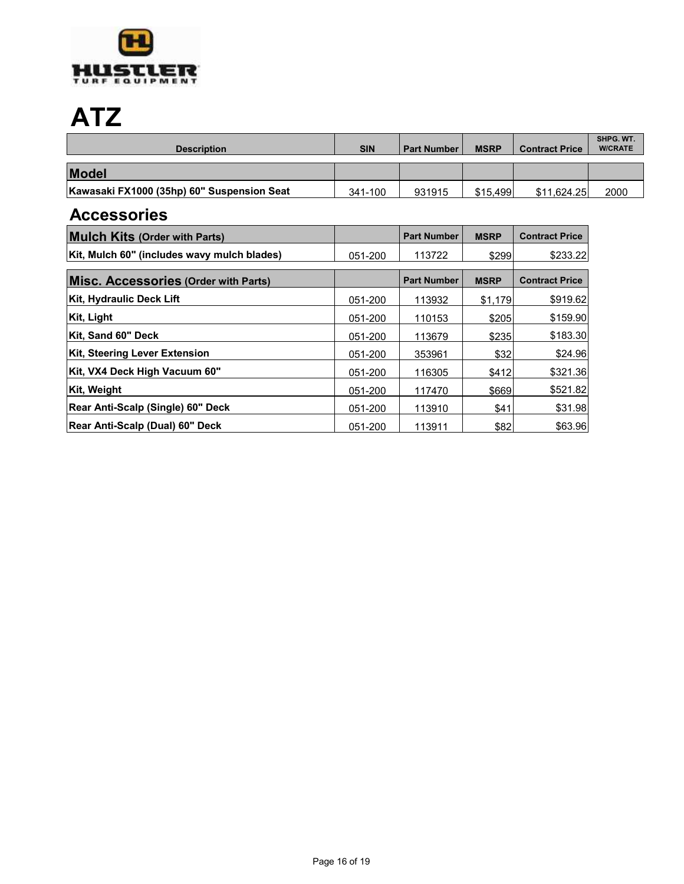# ATZ

| Description | SIN | Part Number | MSRP | Contract Price | SHPG. WT. W/CRATE |
|---|---|---|---|---|---|
| **Model** | | | | | |
| **Kawasaki FX1000 (35hp) 60" Suspension Seat** | 341-100 | 931915 | $15,499 | $11,624.25 | 2000 |

## Accessories

| **Mulch Kits** (Order with Parts) | | Part Number | MSRP | Contract Price |
|---|---|---|---|---|
| **Kit, Mulch 60" (includes wavy mulch blades)** | 051-200 | 113722 | $299 | $233.22 |

| **Misc. Accessories** (Order with Parts) | | Part Number | MSRP | Contract Price |
|---|---|---|---|---|
| **Kit, Hydraulic Deck Lift** | 051-200 | 113932 | $1,179 | $919.62 |
| **Kit, Light** | 051-200 | 110153 | $205 | $159.90 |
| **Kit, Sand 60" Deck** | 051-200 | 113679 | $235 | $183.30 |
| **Kit, Steering Lever Extension** | 051-200 | 353961 | $32 | $24.96 |
| **Kit, VX4 Deck High Vacuum 60"** | 051-200 | 116305 | $412 | $321.36 |
| **Kit, Weight** | 051-200 | 117470 | $669 | $521.82 |
| **Rear Anti-Scalp (Single) 60" Deck** | 051-200 | 113910 | $41 | $31.98 |
| **Rear Anti-Scalp (Dual) 60" Deck** | 051-200 | 113911 | $82 | $63.96 |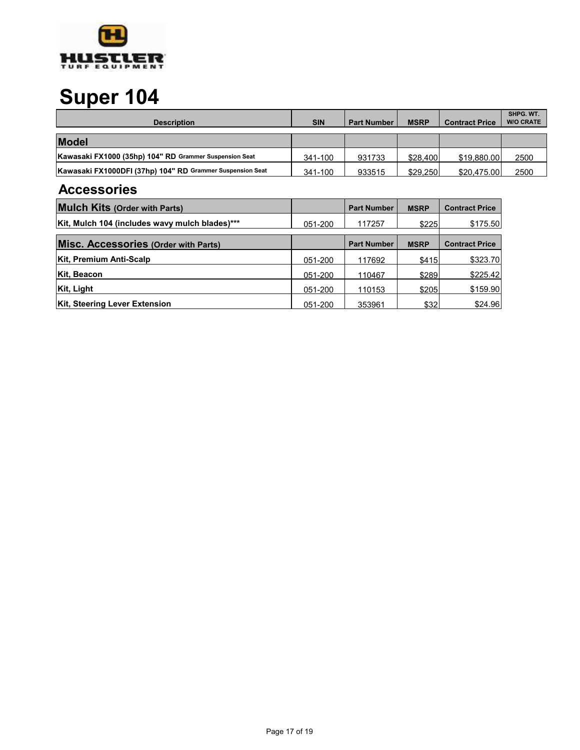# Super 104

| Description | SIN | Part Number | MSRP | Contract Price | SHPG. WT. W/O CRATE |
|---|---|---|---|---|---|
| **Model** | | | | | |
| **Kawasaki FX1000 (35hp) 104" RD** Grammer Suspension Seat | 341-100 | 931733 | $28,400 | $19,880.00 | 2500 |
| **Kawasaki FX1000DFI (37hp) 104" RD** Grammer Suspension Seat | 341-100 | 933515 | $29,250 | $20,475.00 | 2500 |

## Accessories

| Mulch Kits (Order with Parts) | | Part Number | MSRP | Contract Price |
|---|---|---|---|---|
| **Kit, Mulch 104 (includes wavy mulch blades)*** ** | 051-200 | 117257 | $225 | $175.50 |

| Misc. Accessories (Order with Parts) | | Part Number | MSRP | Contract Price |
|---|---|---|---|---|
| **Kit, Premium Anti-Scalp** | 051-200 | 117692 | $415 | $323.70 |
| **Kit, Beacon** | 051-200 | 110467 | $289 | $225.42 |
| **Kit, Light** | 051-200 | 110153 | $205 | $159.90 |
| **Kit, Steering Lever Extension** | 051-200 | 353961 | $32 | $24.96 |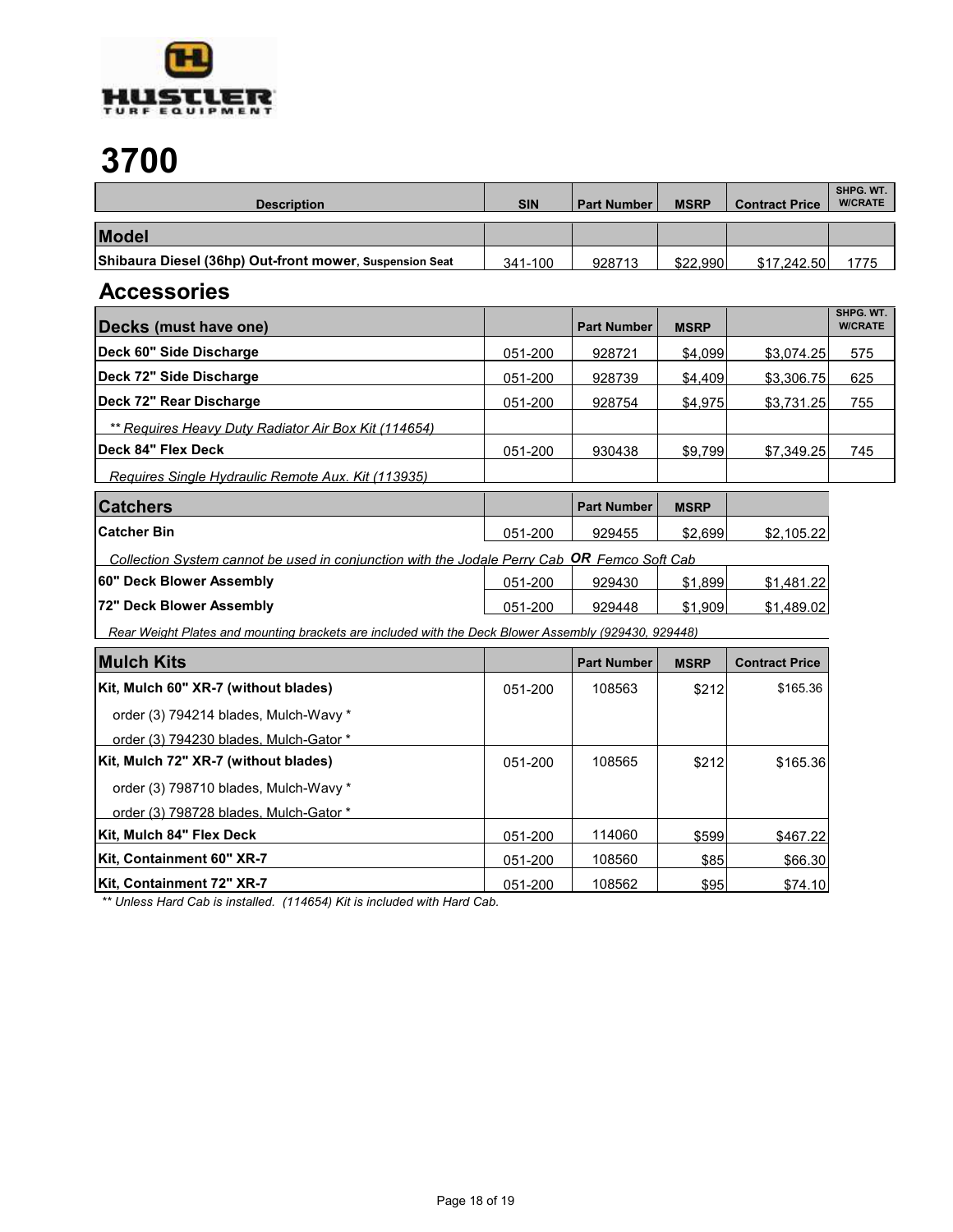# 3700

| Description | SIN | Part Number | MSRP | Contract Price | SHPG. WT. W/CRATE |
|---|---|---|---|---|---|
| **Model** | | | | | |
| **Shibaura Diesel (36hp) Out-front mower, Suspension Seat** | 341-100 | 928713 | $22,990 | $17,242.50 | 1775 |

## Accessories

| **Decks** (must have one) | | Part Number | MSRP | | SHPG. WT. W/CRATE |
|---|---|---|---|---|---|
| **Deck 60" Side Discharge** | 051-200 | 928721 | $4,099 | $3,074.25 | 575 |
| **Deck 72" Side Discharge** | 051-200 | 928739 | $4,409 | $3,306.75 | 625 |
| **Deck 72" Rear Discharge** | 051-200 | 928754 | $4,975 | $3,731.25 | 755 |
| *\*\* Requires Heavy Duty Radiator Air Box Kit (114654)* | | | | | |
| **Deck 84" Flex Deck** | 051-200 | 930438 | $9,799 | $7,349.25 | 745 |
| *Requires Single Hydraulic Remote Aux. Kit (113935)* | | | | | |

| **Catchers** | | Part Number | MSRP | |
|---|---|---|---|---|
| **Catcher Bin** | 051-200 | 929455 | $2,699 | $2,105.22 |
| *Collection System cannot be used in conjunction with the Jodale Perry Cab* ***OR*** *Femco Soft Cab* | | | | |
| **60" Deck Blower Assembly** | 051-200 | 929430 | $1,899 | $1,481.22 |
| **72" Deck Blower Assembly** | 051-200 | 929448 | $1,909 | $1,489.02 |
| *Rear Weight Plates and mounting brackets are included with the Deck Blower Assembly (929430, 929448)* | | | | |

| **Mulch Kits** | | Part Number | MSRP | Contract Price |
|---|---|---|---|---|
| **Kit, Mulch 60" XR-7 (without blades)**<br>order (3) 794214 blades, Mulch-Wavy *<br>order (3) 794230 blades, Mulch-Gator * | 051-200 | 108563 | $212 | $165.36 |
| **Kit, Mulch 72" XR-7 (without blades)**<br>order (3) 798710 blades, Mulch-Wavy *<br>order (3) 798728 blades, Mulch-Gator * | 051-200 | 108565 | $212 | $165.36 |
| **Kit, Mulch 84" Flex Deck** | 051-200 | 114060 | $599 | $467.22 |
| **Kit, Containment 60" XR-7** | 051-200 | 108560 | $85 | $66.30 |
| **Kit, Containment 72" XR-7** | 051-200 | 108562 | $95 | $74.10 |

*\*\* Unless Hard Cab is installed. (114654) Kit is included with Hard Cab.*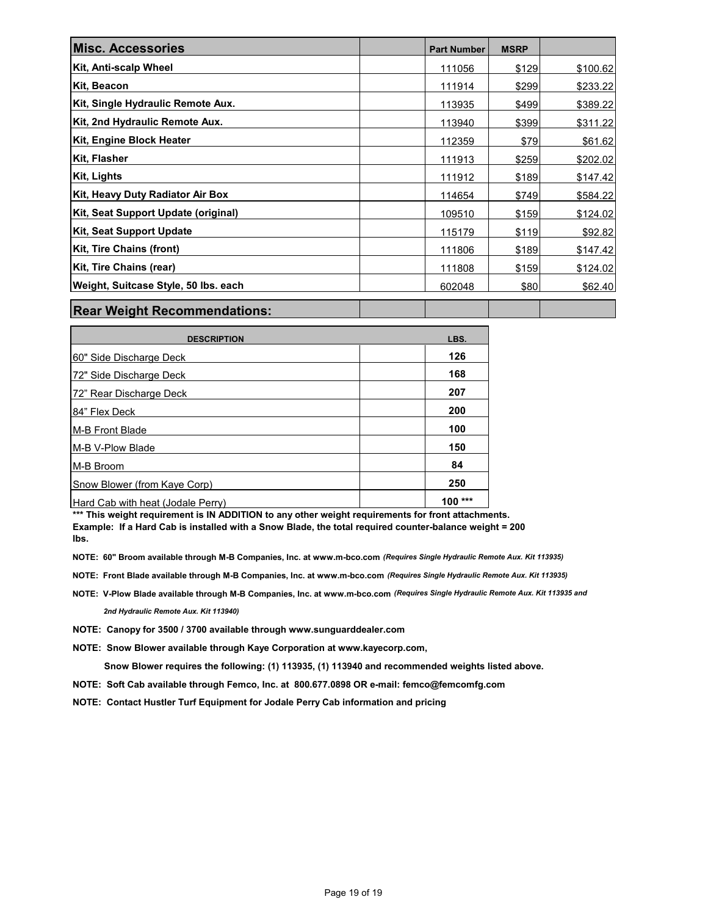| Misc. Accessories | | Part Number | MSRP | |
|---|---|---|---|---|
| Kit, Anti-scalp Wheel | | 111056 | $129 | $100.62 |
| Kit, Beacon | | 111914 | $299 | $233.22 |
| Kit, Single Hydraulic Remote Aux. | | 113935 | $499 | $389.22 |
| Kit, 2nd Hydraulic Remote Aux. | | 113940 | $399 | $311.22 |
| Kit, Engine Block Heater | | 112359 | $79 | $61.62 |
| Kit, Flasher | | 111913 | $259 | $202.02 |
| Kit, Lights | | 111912 | $189 | $147.42 |
| Kit, Heavy Duty Radiator Air Box | | 114654 | $749 | $584.22 |
| Kit, Seat Support Update (original) | | 109510 | $159 | $124.02 |
| Kit, Seat Support Update | | 115179 | $119 | $92.82 |
| Kit, Tire Chains (front) | | 111806 | $189 | $147.42 |
| Kit, Tire Chains (rear) | | 111808 | $159 | $124.02 |
| Weight, Suitcase Style, 50 lbs. each | | 602048 | $80 | $62.40 |

## Rear Weight Recommendations:

| DESCRIPTION | | LBS. |
|---|---|---|
| 60" Side Discharge Deck | | 126 |
| 72" Side Discharge Deck | | 168 |
| 72" Rear Discharge Deck | | 207 |
| 84" Flex Deck | | 200 |
| M-B Front Blade | | 100 |
| M-B V-Plow Blade | | 150 |
| M-B Broom | | 84 |
| Snow Blower (from Kaye Corp) | | 250 |
| Hard Cab with heat (Jodale Perry) | | 100 *** |

**\*\*\* This weight requirement is IN ADDITION to any other weight requirements for front attachments. Example: If a Hard Cab is installed with a Snow Blade, the total required counter-balance weight = 200 lbs.**

**NOTE: 60" Broom available through M-B Companies, Inc. at www.m-bco.com** ***(Requires Single Hydraulic Remote Aux. Kit 113935)***

**NOTE: Front Blade available through M-B Companies, Inc. at www.m-bco.com** ***(Requires Single Hydraulic Remote Aux. Kit 113935)***

**NOTE: V-Plow Blade available through M-B Companies, Inc. at www.m-bco.com** ***(Requires Single Hydraulic Remote Aux. Kit 113935 and 2nd Hydraulic Remote Aux. Kit 113940)***

**NOTE: Canopy for 3500 / 3700 available through www.sunguarddealer.com**

**NOTE: Snow Blower available through Kaye Corporation at www.kayecorp.com,**

**Snow Blower requires the following: (1) 113935, (1) 113940 and recommended weights listed above.**

**NOTE: Soft Cab available through Femco, Inc. at 800.677.0898 OR e-mail: femco@femcomfg.com**

**NOTE: Contact Hustler Turf Equipment for Jodale Perry Cab information and pricing**